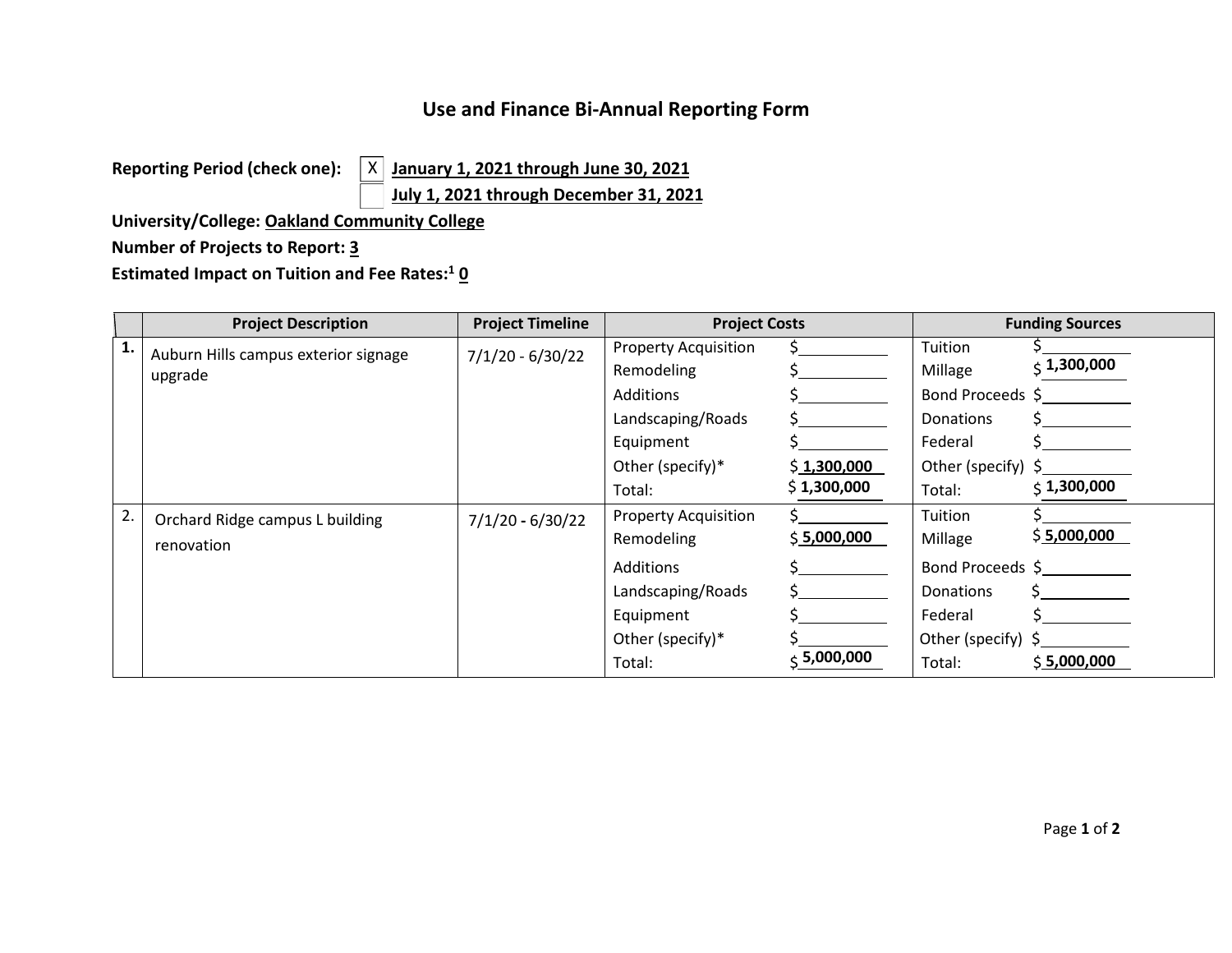# Use and Finance Bi-Annual Reporting Form

**Reporting Period (check one):** [X] **January 1, 2021 through June 30, 2021**
[ ] **July 1, 2021 through December 31, 2021**

**University/College:** **Oakland Community College**

**Number of Projects to Report:** **3**

**Estimated Impact on Tuition and Fee Rates:**[1] **0**

| | Project Description | Project Timeline | Project Costs | | Funding Sources | |
|---|---|---|---|---|---|---|
| **1.** | Auburn Hills campus exterior signage upgrade | 7/1/20 - 6/30/22 | Property Acquisition | $ | Tuition | $ |
| | | | Remodeling | $ | Millage | $ **1,300,000** |
| | | | Additions | $ | Bond Proceeds | $ |
| | | | Landscaping/Roads | $ | Donations | $ |
| | | | Equipment | $ | Federal | $ |
| | | | Other (specify)* | $ **1,300,000** | Other (specify) | $ |
| | | | Total: | $ **1,300,000** | Total: | $ **1,300,000** |
| 2. | Orchard Ridge campus L building renovation | 7/1/20 - 6/30/22 | Property Acquisition | $ | Tuition | $ |
| | | | Remodeling | $ **5,000,000** | Millage | $ **5,000,000** |
| | | | Additions | $ | Bond Proceeds | $ |
| | | | Landscaping/Roads | $ | Donations | $ |
| | | | Equipment | $ | Federal | $ |
| | | | Other (specify)* | $ | Other (specify) | $ |
| | | | Total: | $ **5,000,000** | Total: | $ **5,000,000** |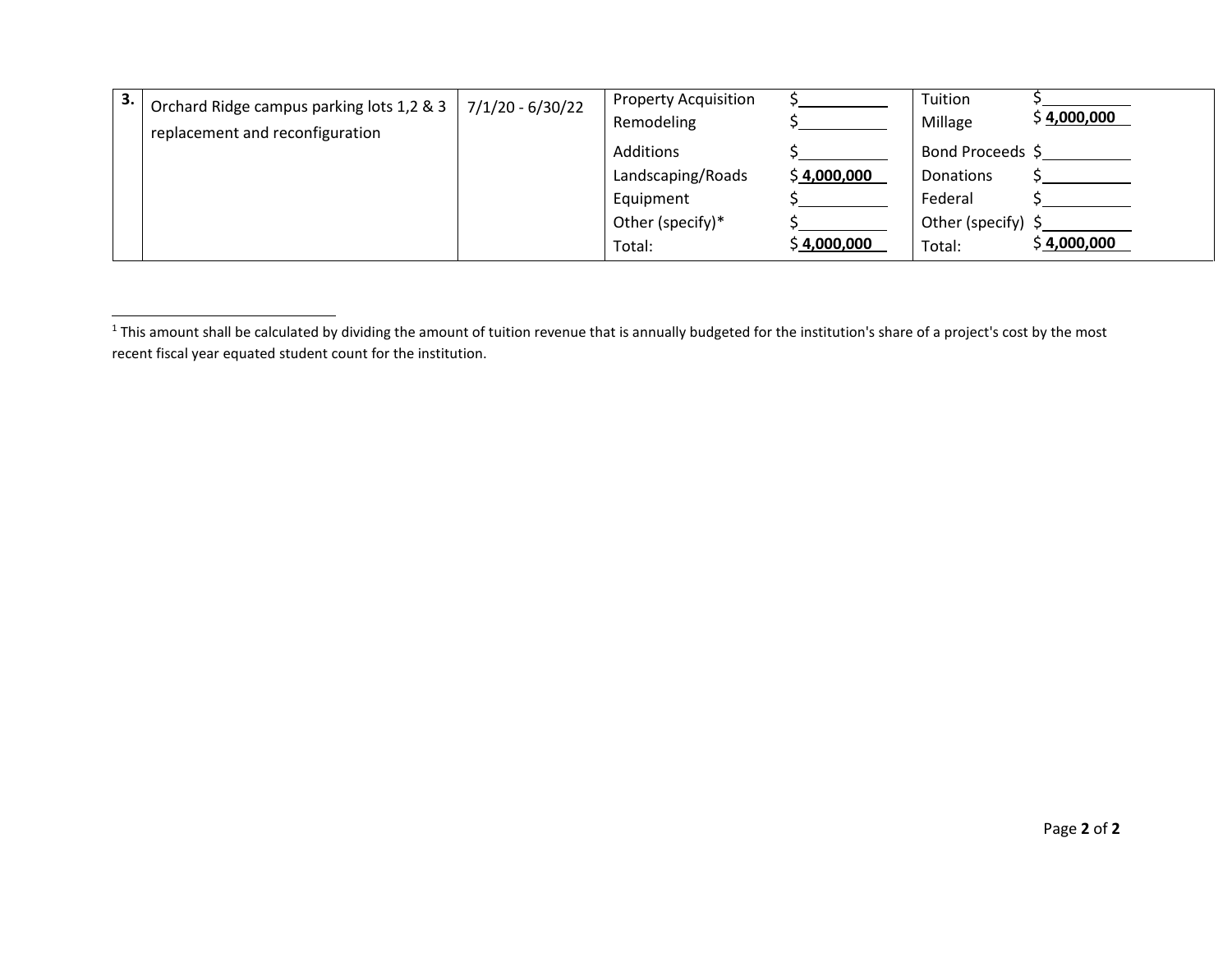| | | | | | | |
|---|---|---|---|---|---|---|
| **3.** | Orchard Ridge campus parking lots 1,2 & 3 replacement and reconfiguration | 7/1/20 - 6/30/22 | Property Acquisition<br>Remodeling<br>Additions<br>Landscaping/Roads<br>Equipment<br>Other (specify)*<br>Total: | \$<br>\$<br>\$<br>\$ **4,000,000**<br>\$<br>\$<br>\$ **4,000,000** | Tuition<br>Millage<br>Bond Proceeds<br>Donations<br>Federal<br>Other (specify)<br>Total: | \$<br>\$ **4,000,000**<br>\$<br>\$<br>\$<br>\$<br>\$ **4,000,000** |

[1] This amount shall be calculated by dividing the amount of tuition revenue that is annually budgeted for the institution's share of a project's cost by the most recent fiscal year equated student count for the institution.